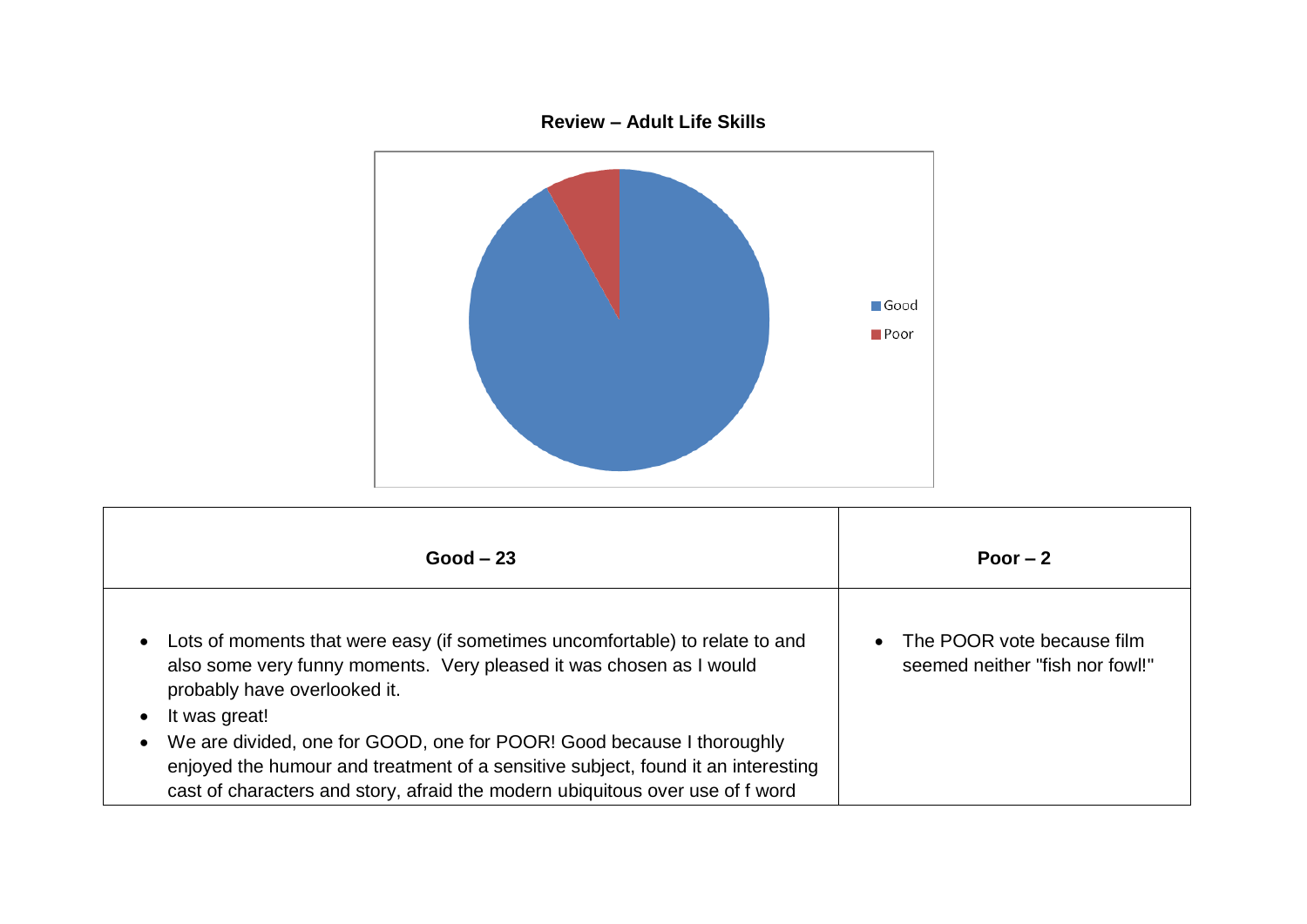**Review – Adult Life Skills**

Good
Poor

| Good – 23 | Poor – 2 |
|---|---|
| • Lots of moments that were easy (if sometimes uncomfortable) to relate to and also some very funny moments. Very pleased it was chosen as I would probably have overlooked it.<br>• It was great!<br>• We are divided, one for GOOD, one for POOR! Good because I thoroughly enjoyed the humour and treatment of a sensitive subject, found it an interesting cast of characters and story, afraid the modern ubiquitous over use of f word | • The POOR vote because film seemed neither "fish nor fowl!" |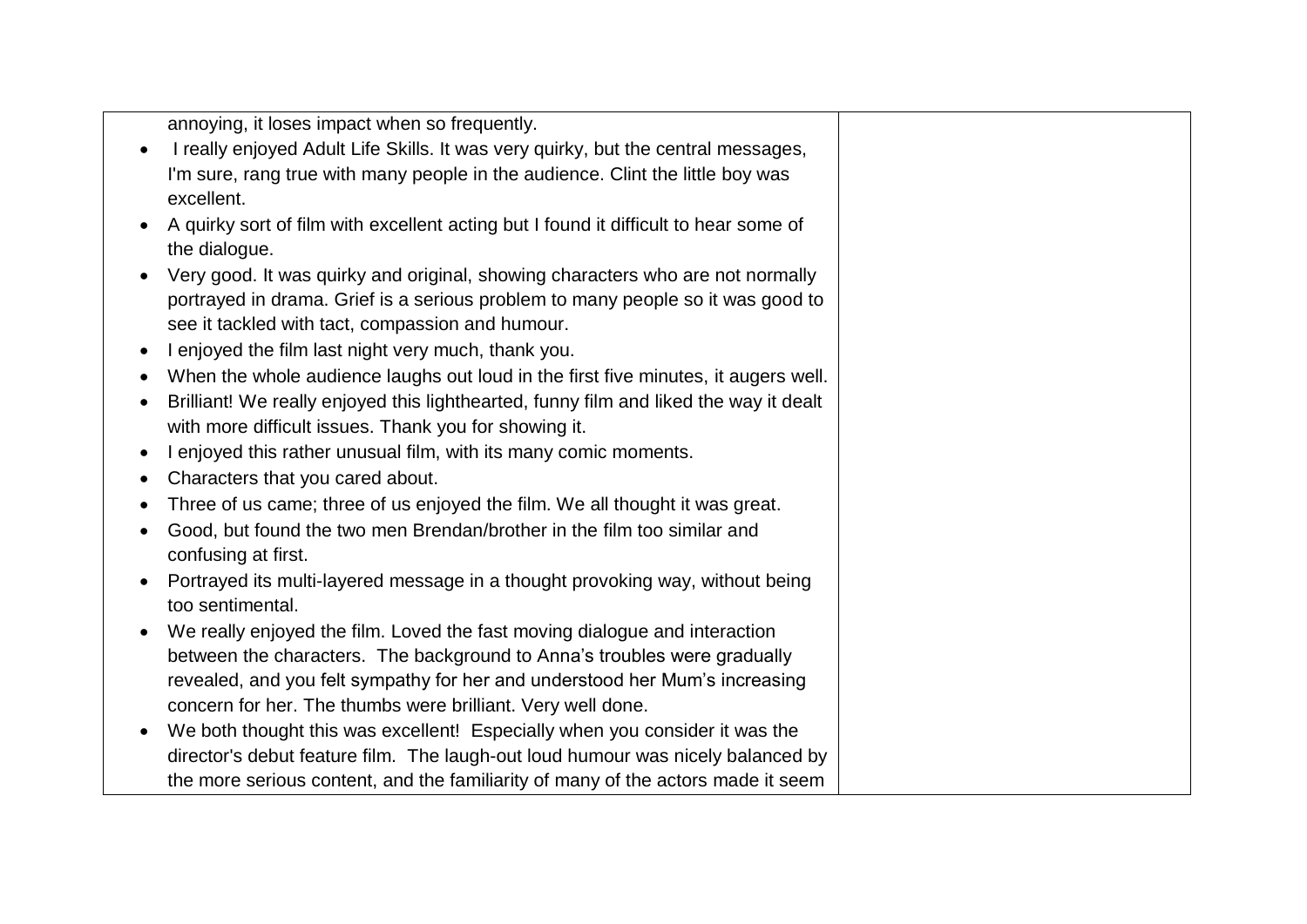annoying, it loses impact when so frequently.

- I really enjoyed Adult Life Skills. It was very quirky, but the central messages, I'm sure, rang true with many people in the audience. Clint the little boy was excellent.
- A quirky sort of film with excellent acting but I found it difficult to hear some of the dialogue.
- Very good. It was quirky and original, showing characters who are not normally portrayed in drama. Grief is a serious problem to many people so it was good to see it tackled with tact, compassion and humour.
- I enjoyed the film last night very much, thank you.
- When the whole audience laughs out loud in the first five minutes, it augers well.
- Brilliant! We really enjoyed this lighthearted, funny film and liked the way it dealt with more difficult issues. Thank you for showing it.
- I enjoyed this rather unusual film, with its many comic moments.
- Characters that you cared about.
- Three of us came; three of us enjoyed the film. We all thought it was great.
- Good, but found the two men Brendan/brother in the film too similar and confusing at first.
- Portrayed its multi-layered message in a thought provoking way, without being too sentimental.
- We really enjoyed the film. Loved the fast moving dialogue and interaction between the characters. The background to Anna's troubles were gradually revealed, and you felt sympathy for her and understood her Mum's increasing concern for her. The thumbs were brilliant. Very well done.
- We both thought this was excellent! Especially when you consider it was the director's debut feature film. The laugh-out loud humour was nicely balanced by the more serious content, and the familiarity of many of the actors made it seem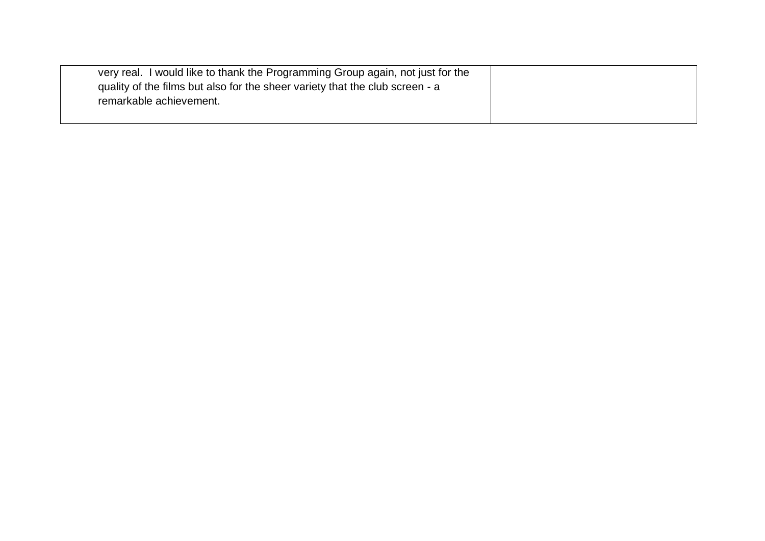| | |
|---|---|
| very real. I would like to thank the Programming Group again, not just for the quality of the films but also for the sheer variety that the club screen - a remarkable achievement. | |